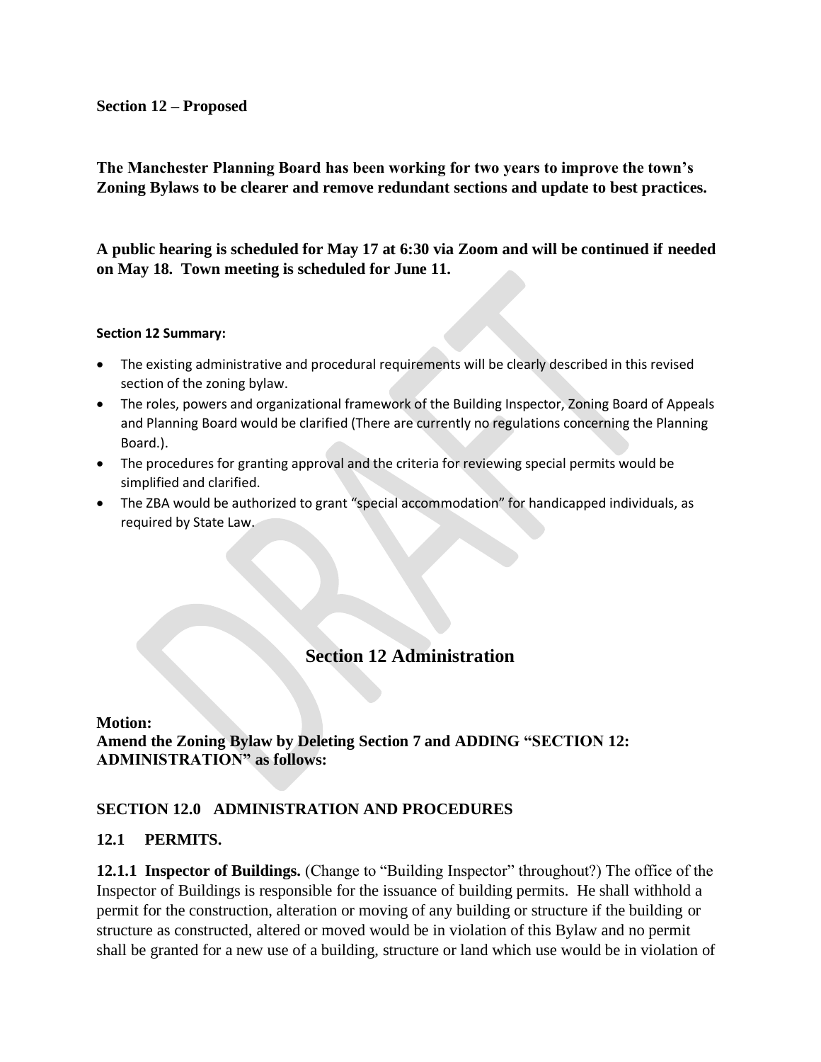**Section 12 – Proposed**

**The Manchester Planning Board has been working for two years to improve the town's Zoning Bylaws to be clearer and remove redundant sections and update to best practices.**

**A public hearing is scheduled for May 17 at 6:30 via Zoom and will be continued if needed on May 18. Town meeting is scheduled for June 11.**

**Section 12 Summary:**

- The existing administrative and procedural requirements will be clearly described in this revised section of the zoning bylaw.
- The roles, powers and organizational framework of the Building Inspector, Zoning Board of Appeals and Planning Board would be clarified (There are currently no regulations concerning the Planning Board.).
- The procedures for granting approval and the criteria for reviewing special permits would be simplified and clarified.
- The ZBA would be authorized to grant "special accommodation" for handicapped individuals, as required by State Law.

# Section 12 Administration

**Motion:**
**Amend the Zoning Bylaw by Deleting Section 7 and ADDING "SECTION 12: ADMINISTRATION" as follows:**

## SECTION 12.0 ADMINISTRATION AND PROCEDURES

### 12.1 PERMITS.

**12.1.1 Inspector of Buildings.** (Change to "Building Inspector" throughout?) The office of the Inspector of Buildings is responsible for the issuance of building permits. He shall withhold a permit for the construction, alteration or moving of any building or structure if the building or structure as constructed, altered or moved would be in violation of this Bylaw and no permit shall be granted for a new use of a building, structure or land which use would be in violation of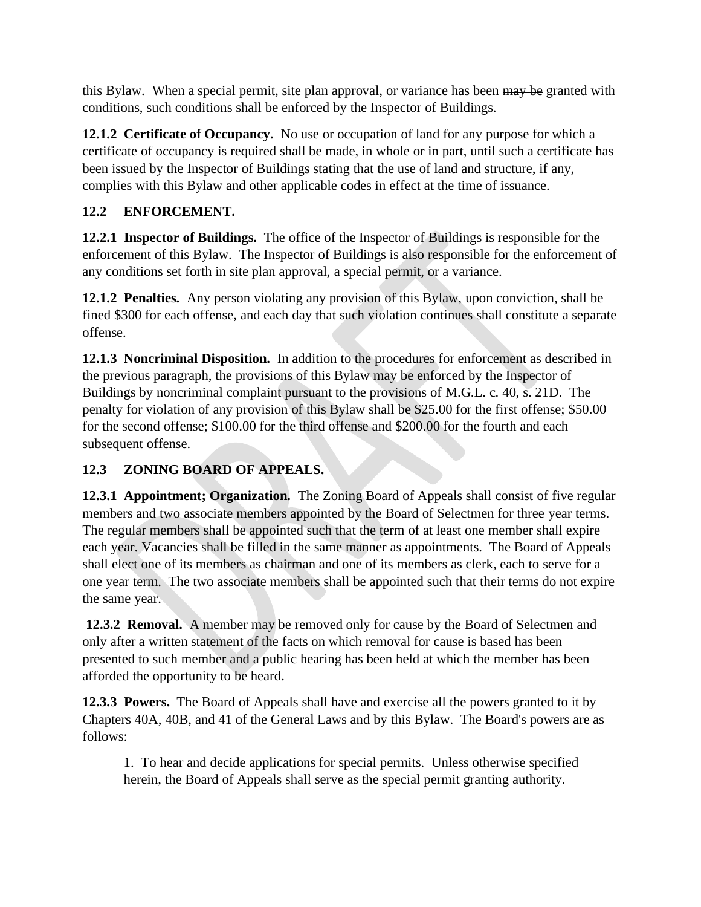this Bylaw. When a special permit, site plan approval, or variance has been ~~may be~~ granted with conditions, such conditions shall be enforced by the Inspector of Buildings.

**12.1.2 Certificate of Occupancy.** No use or occupation of land for any purpose for which a certificate of occupancy is required shall be made, in whole or in part, until such a certificate has been issued by the Inspector of Buildings stating that the use of land and structure, if any, complies with this Bylaw and other applicable codes in effect at the time of issuance.

## 12.2 ENFORCEMENT.

**12.2.1 Inspector of Buildings.** The office of the Inspector of Buildings is responsible for the enforcement of this Bylaw. The Inspector of Buildings is also responsible for the enforcement of any conditions set forth in site plan approval, a special permit, or a variance.

**12.1.2 Penalties.** Any person violating any provision of this Bylaw, upon conviction, shall be fined $300 for each offense, and each day that such violation continues shall constitute a separate offense.

**12.1.3 Noncriminal Disposition.** In addition to the procedures for enforcement as described in the previous paragraph, the provisions of this Bylaw may be enforced by the Inspector of Buildings by noncriminal complaint pursuant to the provisions of M.G.L. c. 40, s. 21D. The penalty for violation of any provision of this Bylaw shall be $25.00 for the first offense; $50.00 for the second offense; $100.00 for the third offense and $200.00 for the fourth and each subsequent offense.

## 12.3 ZONING BOARD OF APPEALS.

**12.3.1 Appointment; Organization.** The Zoning Board of Appeals shall consist of five regular members and two associate members appointed by the Board of Selectmen for three year terms. The regular members shall be appointed such that the term of at least one member shall expire each year. Vacancies shall be filled in the same manner as appointments. The Board of Appeals shall elect one of its members as chairman and one of its members as clerk, each to serve for a one year term. The two associate members shall be appointed such that their terms do not expire the same year.

**12.3.2 Removal.** A member may be removed only for cause by the Board of Selectmen and only after a written statement of the facts on which removal for cause is based has been presented to such member and a public hearing has been held at which the member has been afforded the opportunity to be heard.

**12.3.3 Powers.** The Board of Appeals shall have and exercise all the powers granted to it by Chapters 40A, 40B, and 41 of the General Laws and by this Bylaw. The Board's powers are as follows:

1. To hear and decide applications for special permits. Unless otherwise specified herein, the Board of Appeals shall serve as the special permit granting authority.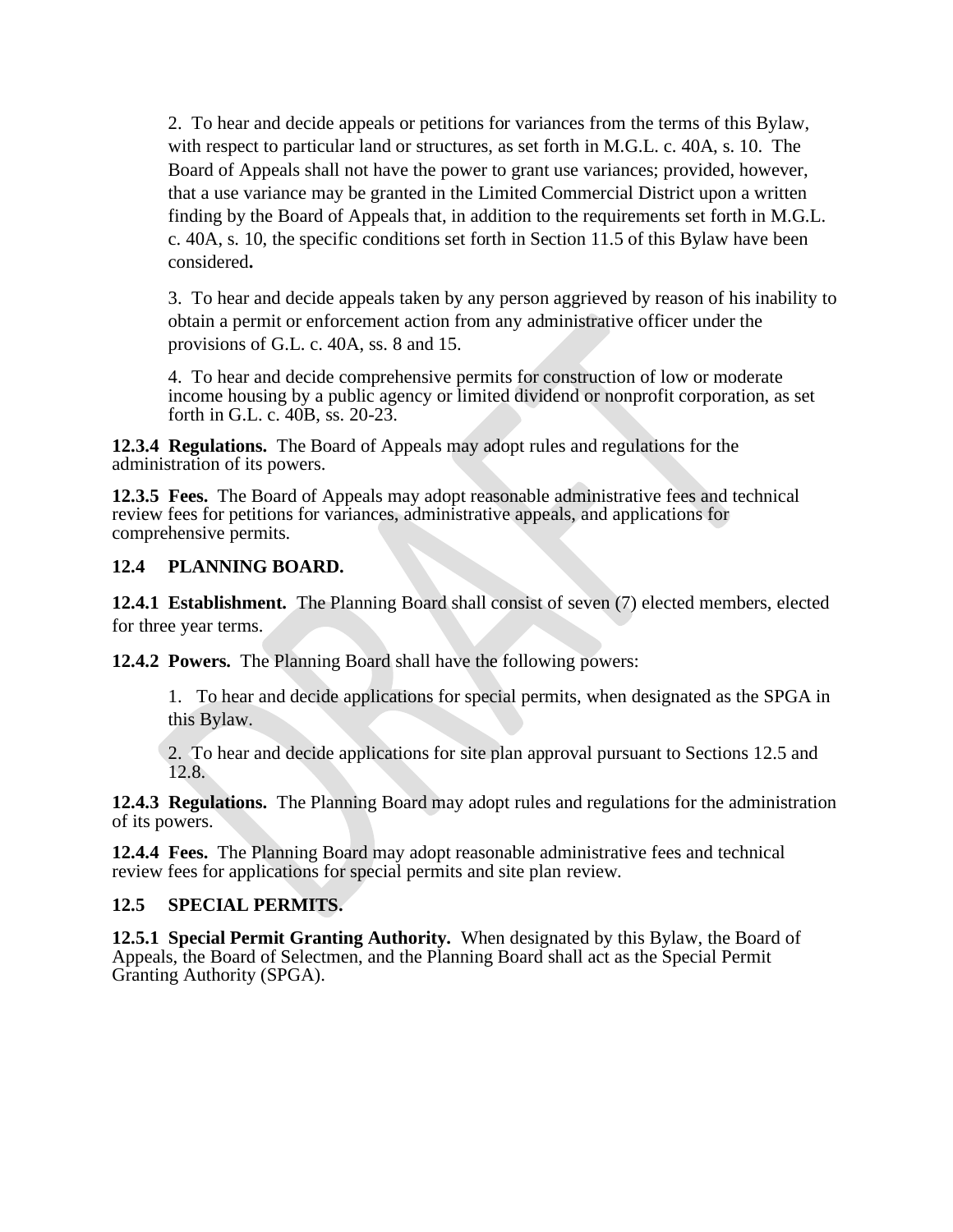2. To hear and decide appeals or petitions for variances from the terms of this Bylaw, with respect to particular land or structures, as set forth in M.G.L. c. 40A, s. 10. The Board of Appeals shall not have the power to grant use variances; provided, however, that a use variance may be granted in the Limited Commercial District upon a written finding by the Board of Appeals that, in addition to the requirements set forth in M.G.L. c. 40A, s. 10, the specific conditions set forth in Section 11.5 of this Bylaw have been considered**.**

3. To hear and decide appeals taken by any person aggrieved by reason of his inability to obtain a permit or enforcement action from any administrative officer under the provisions of G.L. c. 40A, ss. 8 and 15.

4. To hear and decide comprehensive permits for construction of low or moderate income housing by a public agency or limited dividend or nonprofit corporation, as set forth in G.L. c. 40B, ss. 20-23.

**12.3.4 Regulations.** The Board of Appeals may adopt rules and regulations for the administration of its powers.

**12.3.5 Fees.** The Board of Appeals may adopt reasonable administrative fees and technical review fees for petitions for variances, administrative appeals, and applications for comprehensive permits.

## 12.4 PLANNING BOARD.

**12.4.1 Establishment.** The Planning Board shall consist of seven (7) elected members, elected for three year terms.

**12.4.2 Powers.** The Planning Board shall have the following powers:

1. To hear and decide applications for special permits, when designated as the SPGA in this Bylaw.

2. To hear and decide applications for site plan approval pursuant to Sections 12.5 and 12.8.

**12.4.3 Regulations.** The Planning Board may adopt rules and regulations for the administration of its powers.

**12.4.4 Fees.** The Planning Board may adopt reasonable administrative fees and technical review fees for applications for special permits and site plan review.

## 12.5 SPECIAL PERMITS.

**12.5.1 Special Permit Granting Authority.** When designated by this Bylaw, the Board of Appeals, the Board of Selectmen, and the Planning Board shall act as the Special Permit Granting Authority (SPGA).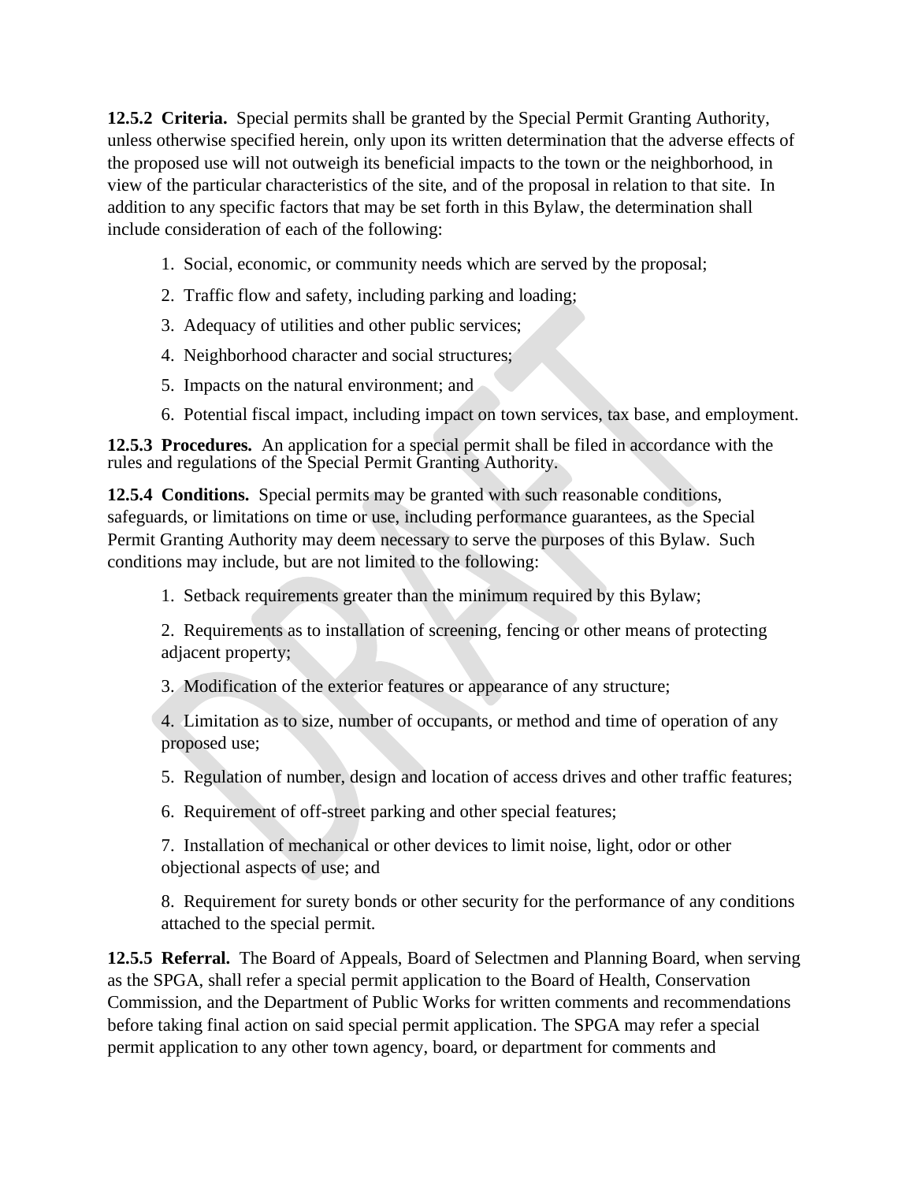**12.5.2 Criteria.** Special permits shall be granted by the Special Permit Granting Authority, unless otherwise specified herein, only upon its written determination that the adverse effects of the proposed use will not outweigh its beneficial impacts to the town or the neighborhood, in view of the particular characteristics of the site, and of the proposal in relation to that site. In addition to any specific factors that may be set forth in this Bylaw, the determination shall include consideration of each of the following:

1. Social, economic, or community needs which are served by the proposal;
2. Traffic flow and safety, including parking and loading;
3. Adequacy of utilities and other public services;
4. Neighborhood character and social structures;
5. Impacts on the natural environment; and
6. Potential fiscal impact, including impact on town services, tax base, and employment.

**12.5.3 Procedures.** An application for a special permit shall be filed in accordance with the rules and regulations of the Special Permit Granting Authority.

**12.5.4 Conditions.** Special permits may be granted with such reasonable conditions, safeguards, or limitations on time or use, including performance guarantees, as the Special Permit Granting Authority may deem necessary to serve the purposes of this Bylaw. Such conditions may include, but are not limited to the following:

1. Setback requirements greater than the minimum required by this Bylaw;
2. Requirements as to installation of screening, fencing or other means of protecting adjacent property;
3. Modification of the exterior features or appearance of any structure;
4. Limitation as to size, number of occupants, or method and time of operation of any proposed use;
5. Regulation of number, design and location of access drives and other traffic features;
6. Requirement of off-street parking and other special features;
7. Installation of mechanical or other devices to limit noise, light, odor or other objectional aspects of use; and
8. Requirement for surety bonds or other security for the performance of any conditions attached to the special permit.

**12.5.5 Referral.** The Board of Appeals, Board of Selectmen and Planning Board, when serving as the SPGA, shall refer a special permit application to the Board of Health, Conservation Commission, and the Department of Public Works for written comments and recommendations before taking final action on said special permit application. The SPGA may refer a special permit application to any other town agency, board, or department for comments and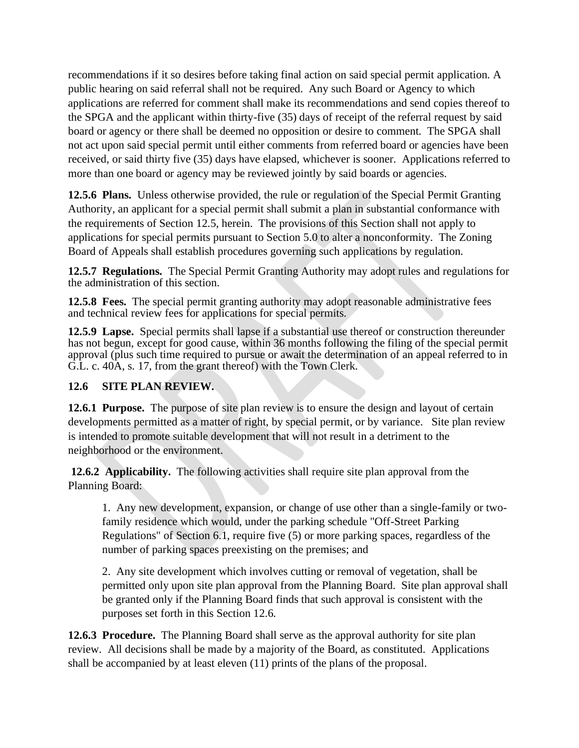recommendations if it so desires before taking final action on said special permit application. A public hearing on said referral shall not be required. Any such Board or Agency to which applications are referred for comment shall make its recommendations and send copies thereof to the SPGA and the applicant within thirty-five (35) days of receipt of the referral request by said board or agency or there shall be deemed no opposition or desire to comment. The SPGA shall not act upon said special permit until either comments from referred board or agencies have been received, or said thirty five (35) days have elapsed, whichever is sooner. Applications referred to more than one board or agency may be reviewed jointly by said boards or agencies.

**12.5.6 Plans.** Unless otherwise provided, the rule or regulation of the Special Permit Granting Authority, an applicant for a special permit shall submit a plan in substantial conformance with the requirements of Section 12.5, herein. The provisions of this Section shall not apply to applications for special permits pursuant to Section 5.0 to alter a nonconformity. The Zoning Board of Appeals shall establish procedures governing such applications by regulation.

**12.5.7 Regulations.** The Special Permit Granting Authority may adopt rules and regulations for the administration of this section.

**12.5.8 Fees.** The special permit granting authority may adopt reasonable administrative fees and technical review fees for applications for special permits.

**12.5.9 Lapse.** Special permits shall lapse if a substantial use thereof or construction thereunder has not begun, except for good cause, within 36 months following the filing of the special permit approval (plus such time required to pursue or await the determination of an appeal referred to in G.L. c. 40A, s. 17, from the grant thereof) with the Town Clerk.

## 12.6 SITE PLAN REVIEW.

**12.6.1 Purpose.** The purpose of site plan review is to ensure the design and layout of certain developments permitted as a matter of right, by special permit, or by variance. Site plan review is intended to promote suitable development that will not result in a detriment to the neighborhood or the environment.

**12.6.2 Applicability.** The following activities shall require site plan approval from the Planning Board:

1. Any new development, expansion, or change of use other than a single-family or two-family residence which would, under the parking schedule "Off-Street Parking Regulations" of Section 6.1, require five (5) or more parking spaces, regardless of the number of parking spaces preexisting on the premises; and

2. Any site development which involves cutting or removal of vegetation, shall be permitted only upon site plan approval from the Planning Board. Site plan approval shall be granted only if the Planning Board finds that such approval is consistent with the purposes set forth in this Section 12.6.

**12.6.3 Procedure.** The Planning Board shall serve as the approval authority for site plan review. All decisions shall be made by a majority of the Board, as constituted. Applications shall be accompanied by at least eleven (11) prints of the plans of the proposal.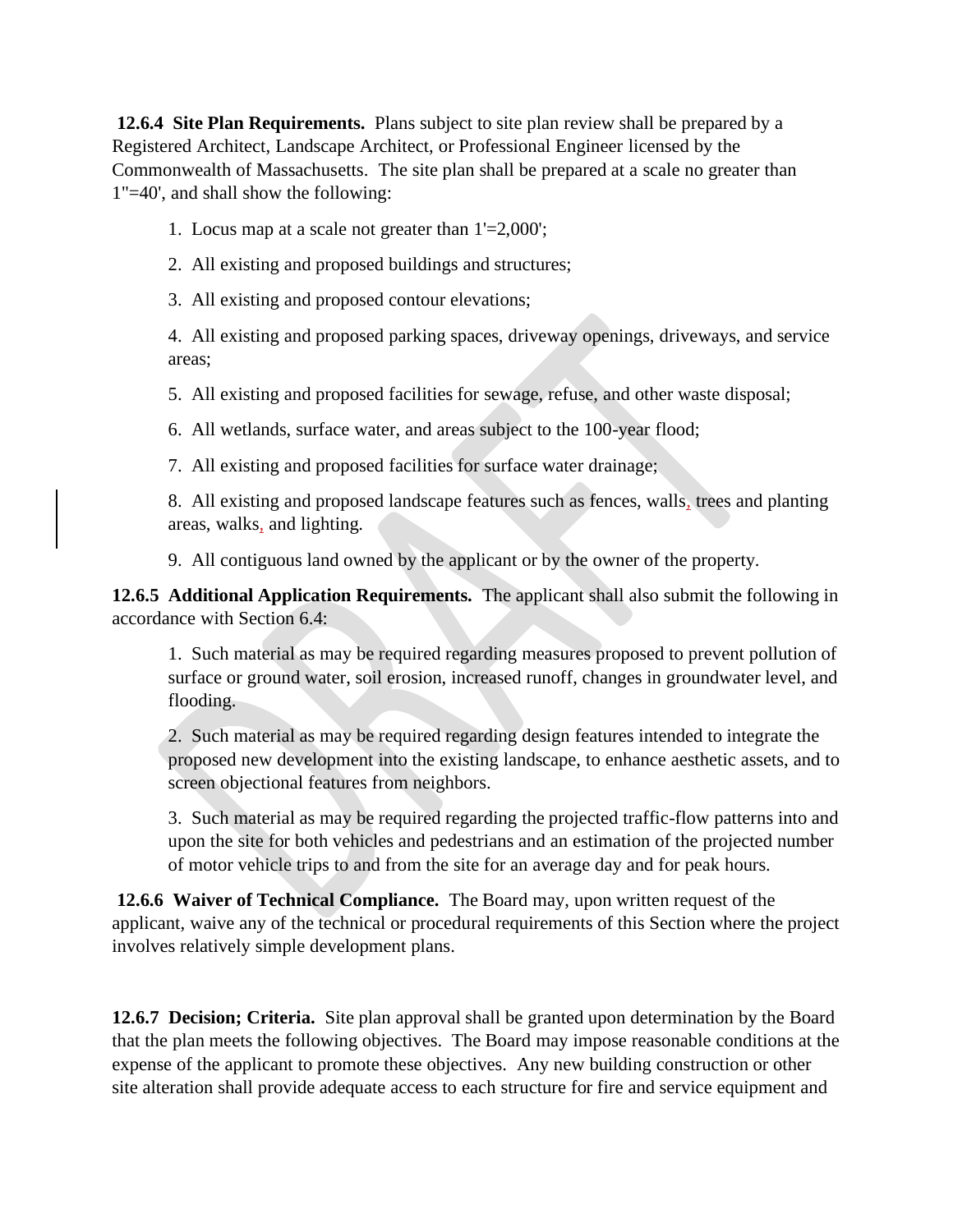**12.6.4 Site Plan Requirements.** Plans subject to site plan review shall be prepared by a Registered Architect, Landscape Architect, or Professional Engineer licensed by the Commonwealth of Massachusetts. The site plan shall be prepared at a scale no greater than 1"=40', and shall show the following:

1. Locus map at a scale not greater than 1'=2,000';
2. All existing and proposed buildings and structures;
3. All existing and proposed contour elevations;
4. All existing and proposed parking spaces, driveway openings, driveways, and service areas;
5. All existing and proposed facilities for sewage, refuse, and other waste disposal;
6. All wetlands, surface water, and areas subject to the 100-year flood;
7. All existing and proposed facilities for surface water drainage;
8. All existing and proposed landscape features such as fences, walls, trees and planting areas, walks, and lighting.
9. All contiguous land owned by the applicant or by the owner of the property.

**12.6.5 Additional Application Requirements.** The applicant shall also submit the following in accordance with Section 6.4:

1. Such material as may be required regarding measures proposed to prevent pollution of surface or ground water, soil erosion, increased runoff, changes in groundwater level, and flooding.
2. Such material as may be required regarding design features intended to integrate the proposed new development into the existing landscape, to enhance aesthetic assets, and to screen objectional features from neighbors.
3. Such material as may be required regarding the projected traffic-flow patterns into and upon the site for both vehicles and pedestrians and an estimation of the projected number of motor vehicle trips to and from the site for an average day and for peak hours.

**12.6.6 Waiver of Technical Compliance.** The Board may, upon written request of the applicant, waive any of the technical or procedural requirements of this Section where the project involves relatively simple development plans.

**12.6.7 Decision; Criteria.** Site plan approval shall be granted upon determination by the Board that the plan meets the following objectives. The Board may impose reasonable conditions at the expense of the applicant to promote these objectives. Any new building construction or other site alteration shall provide adequate access to each structure for fire and service equipment and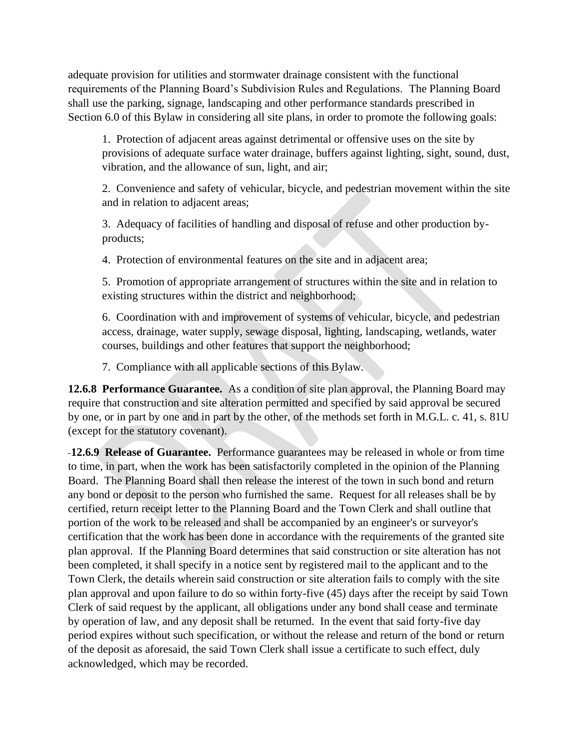adequate provision for utilities and stormwater drainage consistent with the functional requirements of the Planning Board's Subdivision Rules and Regulations. The Planning Board shall use the parking, signage, landscaping and other performance standards prescribed in Section 6.0 of this Bylaw in considering all site plans, in order to promote the following goals:

1. Protection of adjacent areas against detrimental or offensive uses on the site by provisions of adequate surface water drainage, buffers against lighting, sight, sound, dust, vibration, and the allowance of sun, light, and air;

2. Convenience and safety of vehicular, bicycle, and pedestrian movement within the site and in relation to adjacent areas;

3. Adequacy of facilities of handling and disposal of refuse and other production by-products;

4. Protection of environmental features on the site and in adjacent area;

5. Promotion of appropriate arrangement of structures within the site and in relation to existing structures within the district and neighborhood;

6. Coordination with and improvement of systems of vehicular, bicycle, and pedestrian access, drainage, water supply, sewage disposal, lighting, landscaping, wetlands, water courses, buildings and other features that support the neighborhood;

7. Compliance with all applicable sections of this Bylaw.

**12.6.8 Performance Guarantee.** As a condition of site plan approval, the Planning Board may require that construction and site alteration permitted and specified by said approval be secured by one, or in part by one and in part by the other, of the methods set forth in M.G.L. c. 41, s. 81U (except for the statutory covenant).

**12.6.9 Release of Guarantee.** Performance guarantees may be released in whole or from time to time, in part, when the work has been satisfactorily completed in the opinion of the Planning Board. The Planning Board shall then release the interest of the town in such bond and return any bond or deposit to the person who furnished the same. Request for all releases shall be by certified, return receipt letter to the Planning Board and the Town Clerk and shall outline that portion of the work to be released and shall be accompanied by an engineer's or surveyor's certification that the work has been done in accordance with the requirements of the granted site plan approval. If the Planning Board determines that said construction or site alteration has not been completed, it shall specify in a notice sent by registered mail to the applicant and to the Town Clerk, the details wherein said construction or site alteration fails to comply with the site plan approval and upon failure to do so within forty-five (45) days after the receipt by said Town Clerk of said request by the applicant, all obligations under any bond shall cease and terminate by operation of law, and any deposit shall be returned. In the event that said forty-five day period expires without such specification, or without the release and return of the bond or return of the deposit as aforesaid, the said Town Clerk shall issue a certificate to such effect, duly acknowledged, which may be recorded.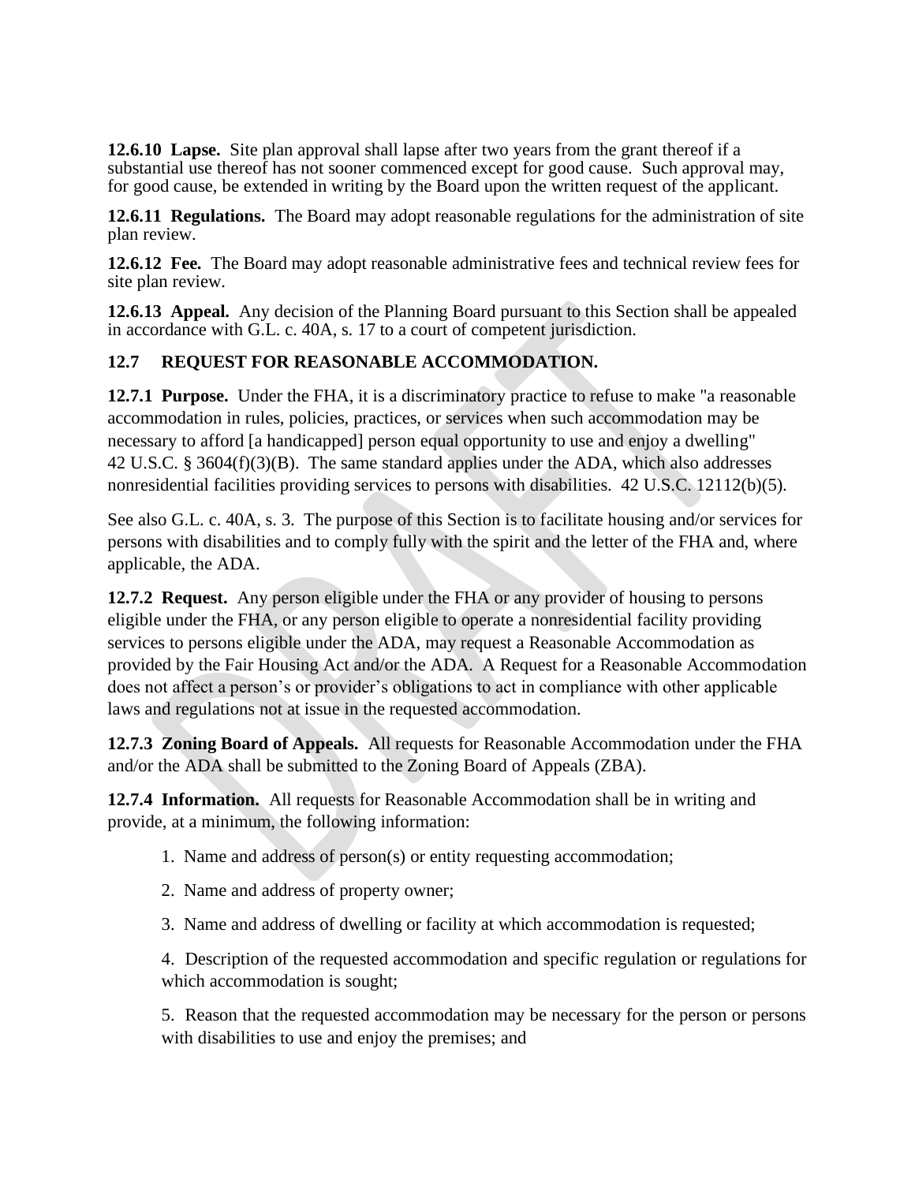**12.6.10 Lapse.** Site plan approval shall lapse after two years from the grant thereof if a substantial use thereof has not sooner commenced except for good cause. Such approval may, for good cause, be extended in writing by the Board upon the written request of the applicant.

**12.6.11 Regulations.** The Board may adopt reasonable regulations for the administration of site plan review.

**12.6.12 Fee.** The Board may adopt reasonable administrative fees and technical review fees for site plan review.

**12.6.13 Appeal.** Any decision of the Planning Board pursuant to this Section shall be appealed in accordance with G.L. c. 40A, s. 17 to a court of competent jurisdiction.

## 12.7 REQUEST FOR REASONABLE ACCOMMODATION.

**12.7.1 Purpose.** Under the FHA, it is a discriminatory practice to refuse to make "a reasonable accommodation in rules, policies, practices, or services when such accommodation may be necessary to afford [a handicapped] person equal opportunity to use and enjoy a dwelling" 42 U.S.C. § 3604(f)(3)(B). The same standard applies under the ADA, which also addresses nonresidential facilities providing services to persons with disabilities. 42 U.S.C. 12112(b)(5).

See also G.L. c. 40A, s. 3. The purpose of this Section is to facilitate housing and/or services for persons with disabilities and to comply fully with the spirit and the letter of the FHA and, where applicable, the ADA.

**12.7.2 Request.** Any person eligible under the FHA or any provider of housing to persons eligible under the FHA, or any person eligible to operate a nonresidential facility providing services to persons eligible under the ADA, may request a Reasonable Accommodation as provided by the Fair Housing Act and/or the ADA. A Request for a Reasonable Accommodation does not affect a person's or provider's obligations to act in compliance with other applicable laws and regulations not at issue in the requested accommodation.

**12.7.3 Zoning Board of Appeals.** All requests for Reasonable Accommodation under the FHA and/or the ADA shall be submitted to the Zoning Board of Appeals (ZBA).

**12.7.4 Information.** All requests for Reasonable Accommodation shall be in writing and provide, at a minimum, the following information:

1. Name and address of person(s) or entity requesting accommodation;

2. Name and address of property owner;

3. Name and address of dwelling or facility at which accommodation is requested;

4. Description of the requested accommodation and specific regulation or regulations for which accommodation is sought;

5. Reason that the requested accommodation may be necessary for the person or persons with disabilities to use and enjoy the premises; and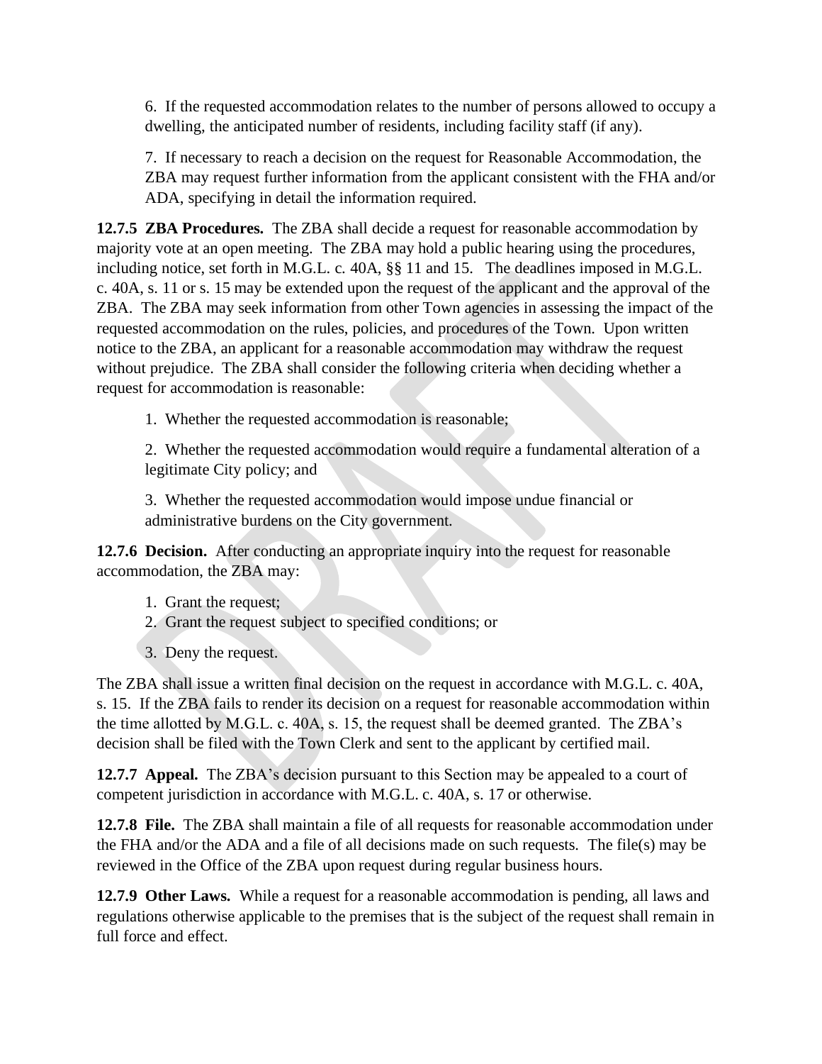6. If the requested accommodation relates to the number of persons allowed to occupy a dwelling, the anticipated number of residents, including facility staff (if any).

7. If necessary to reach a decision on the request for Reasonable Accommodation, the ZBA may request further information from the applicant consistent with the FHA and/or ADA, specifying in detail the information required.

**12.7.5 ZBA Procedures.** The ZBA shall decide a request for reasonable accommodation by majority vote at an open meeting. The ZBA may hold a public hearing using the procedures, including notice, set forth in M.G.L. c. 40A, §§ 11 and 15. The deadlines imposed in M.G.L. c. 40A, s. 11 or s. 15 may be extended upon the request of the applicant and the approval of the ZBA. The ZBA may seek information from other Town agencies in assessing the impact of the requested accommodation on the rules, policies, and procedures of the Town. Upon written notice to the ZBA, an applicant for a reasonable accommodation may withdraw the request without prejudice. The ZBA shall consider the following criteria when deciding whether a request for accommodation is reasonable:

1. Whether the requested accommodation is reasonable;

2. Whether the requested accommodation would require a fundamental alteration of a legitimate City policy; and

3. Whether the requested accommodation would impose undue financial or administrative burdens on the City government.

**12.7.6 Decision.** After conducting an appropriate inquiry into the request for reasonable accommodation, the ZBA may:

1. Grant the request;
2. Grant the request subject to specified conditions; or
3. Deny the request.

The ZBA shall issue a written final decision on the request in accordance with M.G.L. c. 40A, s. 15. If the ZBA fails to render its decision on a request for reasonable accommodation within the time allotted by M.G.L. c. 40A, s. 15, the request shall be deemed granted. The ZBA's decision shall be filed with the Town Clerk and sent to the applicant by certified mail.

**12.7.7 Appeal.** The ZBA's decision pursuant to this Section may be appealed to a court of competent jurisdiction in accordance with M.G.L. c. 40A, s. 17 or otherwise.

**12.7.8 File.** The ZBA shall maintain a file of all requests for reasonable accommodation under the FHA and/or the ADA and a file of all decisions made on such requests. The file(s) may be reviewed in the Office of the ZBA upon request during regular business hours.

**12.7.9 Other Laws.** While a request for a reasonable accommodation is pending, all laws and regulations otherwise applicable to the premises that is the subject of the request shall remain in full force and effect.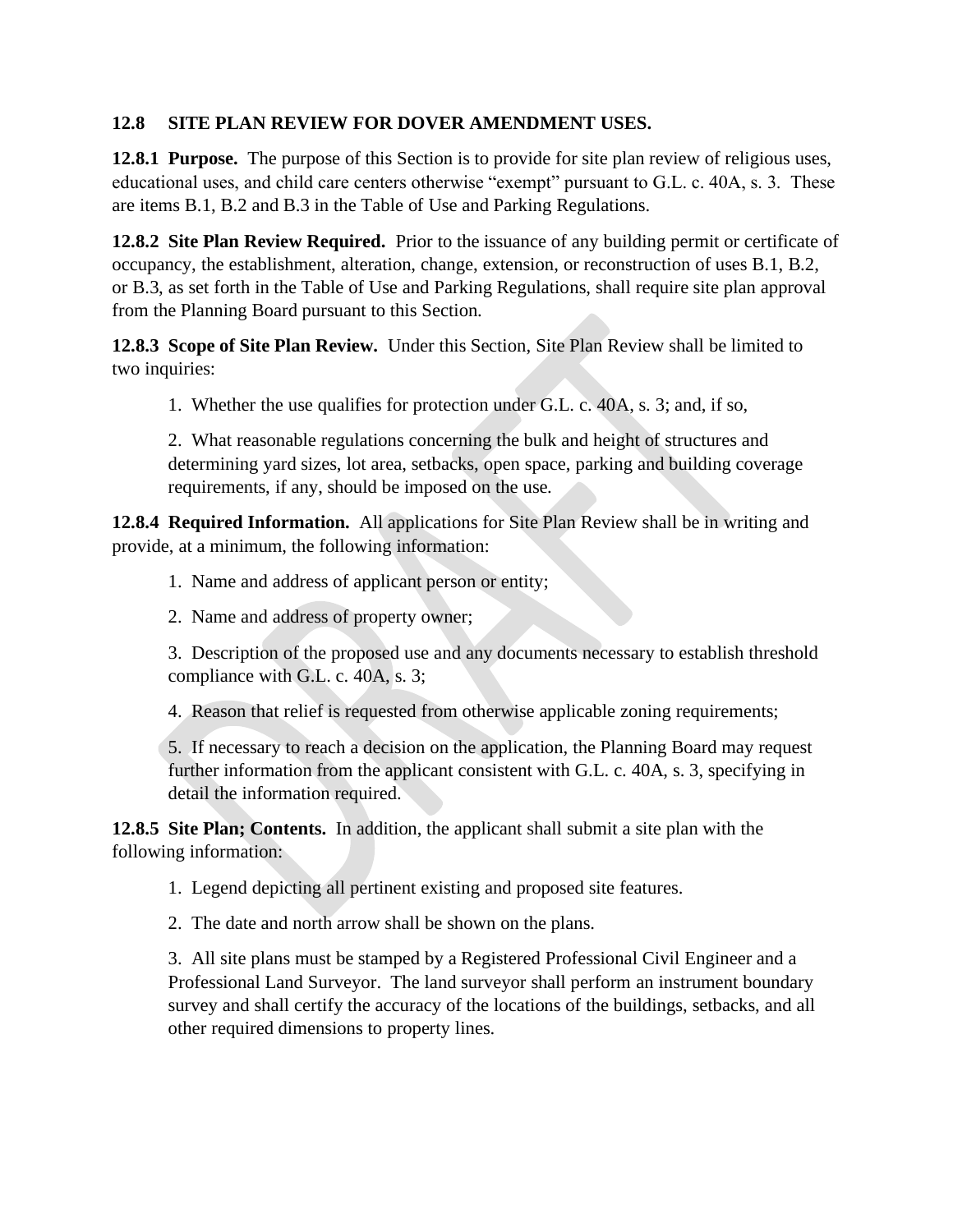## 12.8 SITE PLAN REVIEW FOR DOVER AMENDMENT USES.

**12.8.1 Purpose.** The purpose of this Section is to provide for site plan review of religious uses, educational uses, and child care centers otherwise "exempt" pursuant to G.L. c. 40A, s. 3. These are items B.1, B.2 and B.3 in the Table of Use and Parking Regulations.

**12.8.2 Site Plan Review Required.** Prior to the issuance of any building permit or certificate of occupancy, the establishment, alteration, change, extension, or reconstruction of uses B.1, B.2, or B.3, as set forth in the Table of Use and Parking Regulations, shall require site plan approval from the Planning Board pursuant to this Section.

**12.8.3 Scope of Site Plan Review.** Under this Section, Site Plan Review shall be limited to two inquiries:

1. Whether the use qualifies for protection under G.L. c. 40A, s. 3; and, if so,

2. What reasonable regulations concerning the bulk and height of structures and determining yard sizes, lot area, setbacks, open space, parking and building coverage requirements, if any, should be imposed on the use.

**12.8.4 Required Information.** All applications for Site Plan Review shall be in writing and provide, at a minimum, the following information:

1. Name and address of applicant person or entity;

2. Name and address of property owner;

3. Description of the proposed use and any documents necessary to establish threshold compliance with G.L. c. 40A, s. 3;

4. Reason that relief is requested from otherwise applicable zoning requirements;

5. If necessary to reach a decision on the application, the Planning Board may request further information from the applicant consistent with G.L. c. 40A, s. 3, specifying in detail the information required.

**12.8.5 Site Plan; Contents.** In addition, the applicant shall submit a site plan with the following information:

1. Legend depicting all pertinent existing and proposed site features.

2. The date and north arrow shall be shown on the plans.

3. All site plans must be stamped by a Registered Professional Civil Engineer and a Professional Land Surveyor. The land surveyor shall perform an instrument boundary survey and shall certify the accuracy of the locations of the buildings, setbacks, and all other required dimensions to property lines.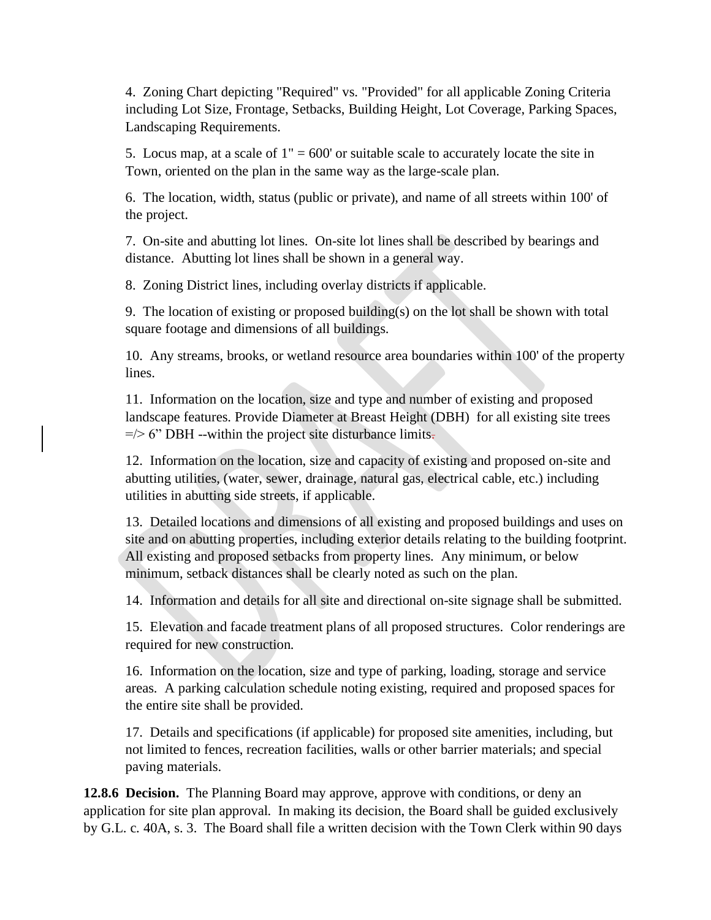4. Zoning Chart depicting "Required" vs. "Provided" for all applicable Zoning Criteria including Lot Size, Frontage, Setbacks, Building Height, Lot Coverage, Parking Spaces, Landscaping Requirements.

5. Locus map, at a scale of 1" = 600' or suitable scale to accurately locate the site in Town, oriented on the plan in the same way as the large-scale plan.

6. The location, width, status (public or private), and name of all streets within 100' of the project.

7. On-site and abutting lot lines. On-site lot lines shall be described by bearings and distance. Abutting lot lines shall be shown in a general way.

8. Zoning District lines, including overlay districts if applicable.

9. The location of existing or proposed building(s) on the lot shall be shown with total square footage and dimensions of all buildings.

10. Any streams, brooks, or wetland resource area boundaries within 100' of the property lines.

11. Information on the location, size and type and number of existing and proposed landscape features. Provide Diameter at Breast Height (DBH) for all existing site trees =/> 6" DBH --within the project site disturbance limits.

12. Information on the location, size and capacity of existing and proposed on-site and abutting utilities, (water, sewer, drainage, natural gas, electrical cable, etc.) including utilities in abutting side streets, if applicable.

13. Detailed locations and dimensions of all existing and proposed buildings and uses on site and on abutting properties, including exterior details relating to the building footprint. All existing and proposed setbacks from property lines. Any minimum, or below minimum, setback distances shall be clearly noted as such on the plan.

14. Information and details for all site and directional on-site signage shall be submitted.

15. Elevation and facade treatment plans of all proposed structures. Color renderings are required for new construction.

16. Information on the location, size and type of parking, loading, storage and service areas. A parking calculation schedule noting existing, required and proposed spaces for the entire site shall be provided.

17. Details and specifications (if applicable) for proposed site amenities, including, but not limited to fences, recreation facilities, walls or other barrier materials; and special paving materials.

**12.8.6 Decision.** The Planning Board may approve, approve with conditions, or deny an application for site plan approval. In making its decision, the Board shall be guided exclusively by G.L. c. 40A, s. 3. The Board shall file a written decision with the Town Clerk within 90 days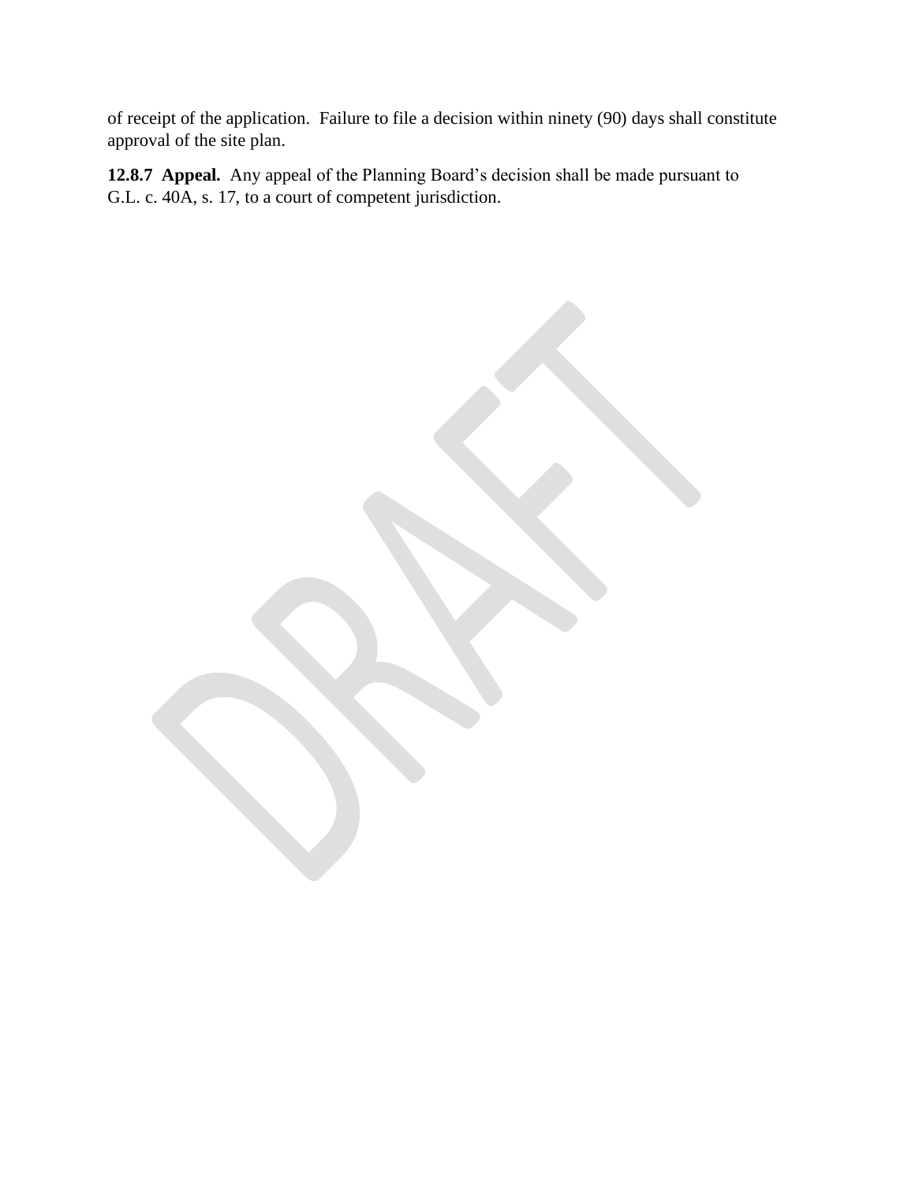of receipt of the application. Failure to file a decision within ninety (90) days shall constitute approval of the site plan.

**12.8.7 Appeal.** Any appeal of the Planning Board's decision shall be made pursuant to G.L. c. 40A, s. 17, to a court of competent jurisdiction.